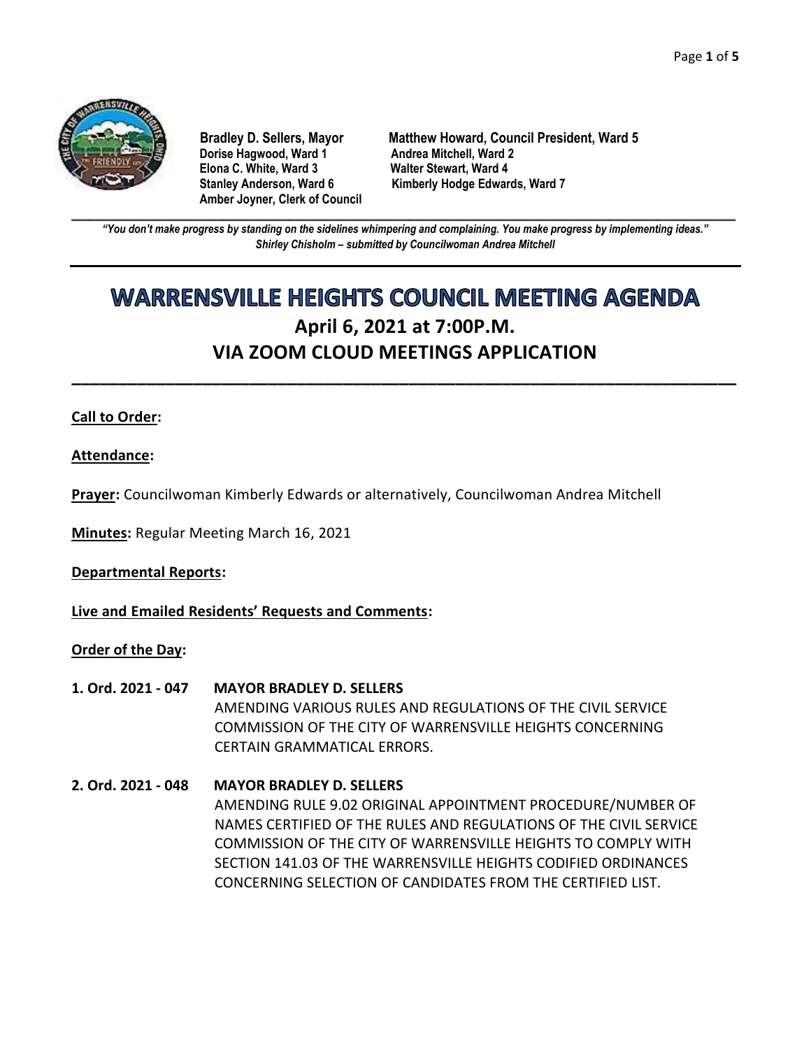**Bradley D. Sellers, Mayor**
**Matthew Howard, Council President, Ward 5**
**Dorise Hagwood, Ward 1**
**Andrea Mitchell, Ward 2**
**Elona C. White, Ward 3**
**Walter Stewart, Ward 4**
**Stanley Anderson, Ward 6**
**Kimberly Hodge Edwards, Ward 7**
**Amber Joyner, Clerk of Council**

***"You don't make progress by standing on the sidelines whimpering and complaining. You make progress by implementing ideas."***
***Shirley Chisholm – submitted by Councilwoman Andrea Mitchell***

# WARRENSVILLE HEIGHTS COUNCIL MEETING AGENDA

## April 6, 2021 at 7:00P.M.

## VIA ZOOM CLOUD MEETINGS APPLICATION

**Call to Order:**

**Attendance:**

**Prayer:** Councilwoman Kimberly Edwards or alternatively, Councilwoman Andrea Mitchell

**Minutes:** Regular Meeting March 16, 2021

**Departmental Reports:**

**Live and Emailed Residents' Requests and Comments:**

**Order of the Day:**

**1. Ord. 2021 - 047** **MAYOR BRADLEY D. SELLERS**
AMENDING VARIOUS RULES AND REGULATIONS OF THE CIVIL SERVICE COMMISSION OF THE CITY OF WARRENSVILLE HEIGHTS CONCERNING CERTAIN GRAMMATICAL ERRORS.

**2. Ord. 2021 - 048** **MAYOR BRADLEY D. SELLERS**
AMENDING RULE 9.02 ORIGINAL APPOINTMENT PROCEDURE/NUMBER OF NAMES CERTIFIED OF THE RULES AND REGULATIONS OF THE CIVIL SERVICE COMMISSION OF THE CITY OF WARRENSVILLE HEIGHTS TO COMPLY WITH SECTION 141.03 OF THE WARRENSVILLE HEIGHTS CODIFIED ORDINANCES CONCERNING SELECTION OF CANDIDATES FROM THE CERTIFIED LIST.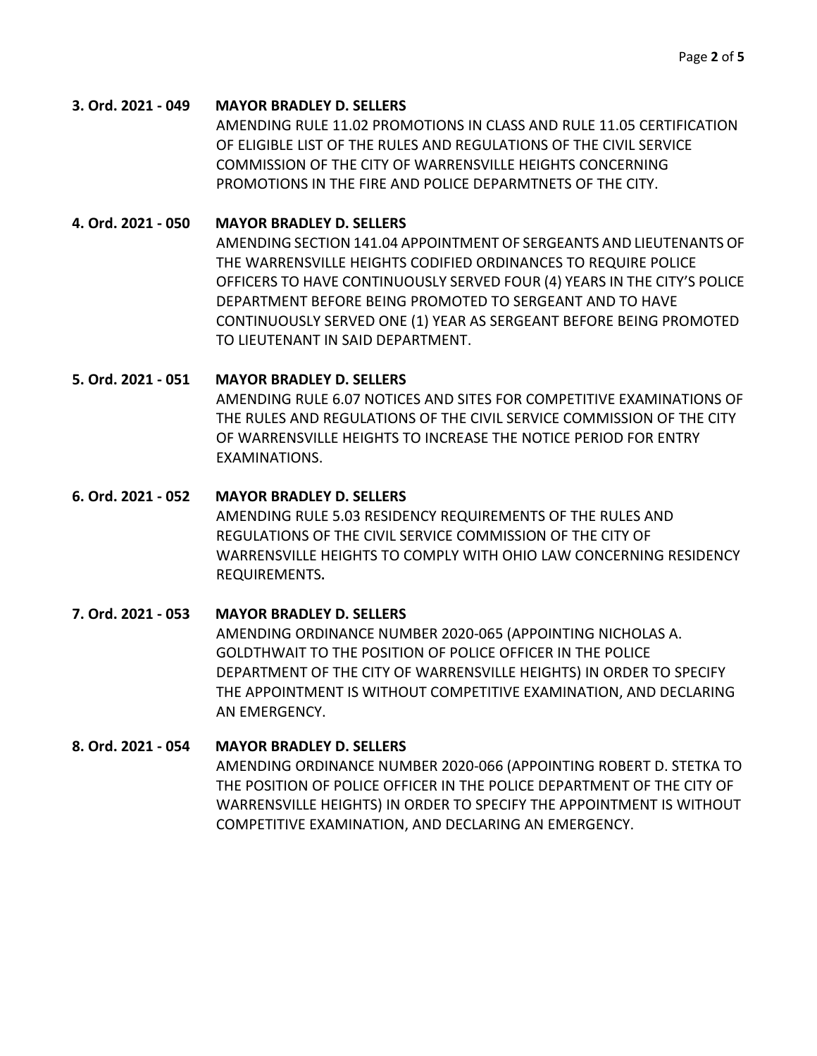**3. Ord. 2021 - 049** **MAYOR BRADLEY D. SELLERS**

AMENDING RULE 11.02 PROMOTIONS IN CLASS AND RULE 11.05 CERTIFICATION OF ELIGIBLE LIST OF THE RULES AND REGULATIONS OF THE CIVIL SERVICE COMMISSION OF THE CITY OF WARRENSVILLE HEIGHTS CONCERNING PROMOTIONS IN THE FIRE AND POLICE DEPARMTNETS OF THE CITY.

**4. Ord. 2021 - 050** **MAYOR BRADLEY D. SELLERS**

AMENDING SECTION 141.04 APPOINTMENT OF SERGEANTS AND LIEUTENANTS OF THE WARRENSVILLE HEIGHTS CODIFIED ORDINANCES TO REQUIRE POLICE OFFICERS TO HAVE CONTINUOUSLY SERVED FOUR (4) YEARS IN THE CITY'S POLICE DEPARTMENT BEFORE BEING PROMOTED TO SERGEANT AND TO HAVE CONTINUOUSLY SERVED ONE (1) YEAR AS SERGEANT BEFORE BEING PROMOTED TO LIEUTENANT IN SAID DEPARTMENT.

**5. Ord. 2021 - 051** **MAYOR BRADLEY D. SELLERS**

AMENDING RULE 6.07 NOTICES AND SITES FOR COMPETITIVE EXAMINATIONS OF THE RULES AND REGULATIONS OF THE CIVIL SERVICE COMMISSION OF THE CITY OF WARRENSVILLE HEIGHTS TO INCREASE THE NOTICE PERIOD FOR ENTRY EXAMINATIONS.

**6. Ord. 2021 - 052** **MAYOR BRADLEY D. SELLERS**

AMENDING RULE 5.03 RESIDENCY REQUIREMENTS OF THE RULES AND REGULATIONS OF THE CIVIL SERVICE COMMISSION OF THE CITY OF WARRENSVILLE HEIGHTS TO COMPLY WITH OHIO LAW CONCERNING RESIDENCY REQUIREMENTS.

**7. Ord. 2021 - 053** **MAYOR BRADLEY D. SELLERS**

AMENDING ORDINANCE NUMBER 2020-065 (APPOINTING NICHOLAS A. GOLDTHWAIT TO THE POSITION OF POLICE OFFICER IN THE POLICE DEPARTMENT OF THE CITY OF WARRENSVILLE HEIGHTS) IN ORDER TO SPECIFY THE APPOINTMENT IS WITHOUT COMPETITIVE EXAMINATION, AND DECLARING AN EMERGENCY.

**8. Ord. 2021 - 054** **MAYOR BRADLEY D. SELLERS**

AMENDING ORDINANCE NUMBER 2020-066 (APPOINTING ROBERT D. STETKA TO THE POSITION OF POLICE OFFICER IN THE POLICE DEPARTMENT OF THE CITY OF WARRENSVILLE HEIGHTS) IN ORDER TO SPECIFY THE APPOINTMENT IS WITHOUT COMPETITIVE EXAMINATION, AND DECLARING AN EMERGENCY.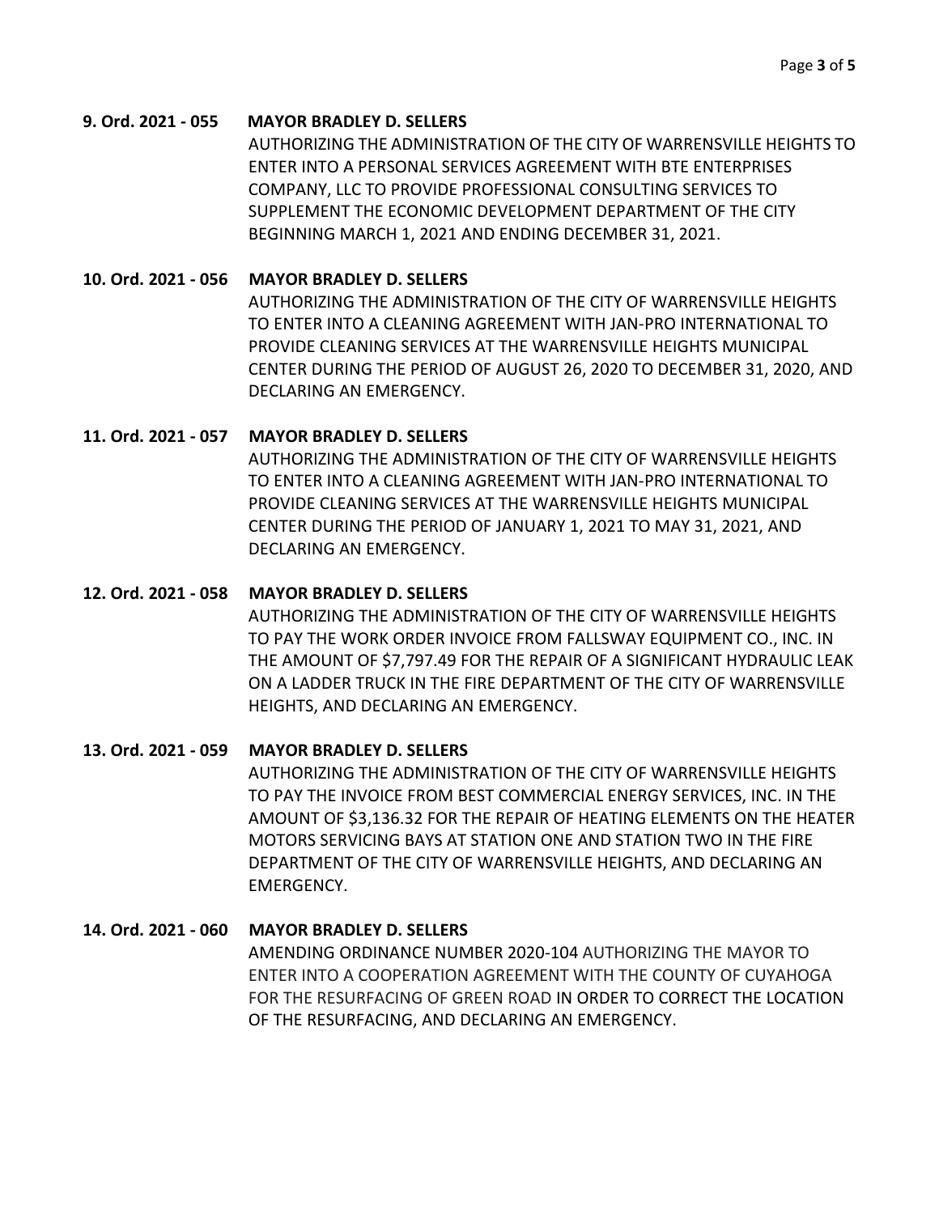**9. Ord. 2021 - 055 MAYOR BRADLEY D. SELLERS**

AUTHORIZING THE ADMINISTRATION OF THE CITY OF WARRENSVILLE HEIGHTS TO ENTER INTO A PERSONAL SERVICES AGREEMENT WITH BTE ENTERPRISES COMPANY, LLC TO PROVIDE PROFESSIONAL CONSULTING SERVICES TO SUPPLEMENT THE ECONOMIC DEVELOPMENT DEPARTMENT OF THE CITY BEGINNING MARCH 1, 2021 AND ENDING DECEMBER 31, 2021.

**10. Ord. 2021 - 056 MAYOR BRADLEY D. SELLERS**

AUTHORIZING THE ADMINISTRATION OF THE CITY OF WARRENSVILLE HEIGHTS TO ENTER INTO A CLEANING AGREEMENT WITH JAN-PRO INTERNATIONAL TO PROVIDE CLEANING SERVICES AT THE WARRENSVILLE HEIGHTS MUNICIPAL CENTER DURING THE PERIOD OF AUGUST 26, 2020 TO DECEMBER 31, 2020, AND DECLARING AN EMERGENCY.

**11. Ord. 2021 - 057 MAYOR BRADLEY D. SELLERS**

AUTHORIZING THE ADMINISTRATION OF THE CITY OF WARRENSVILLE HEIGHTS TO ENTER INTO A CLEANING AGREEMENT WITH JAN-PRO INTERNATIONAL TO PROVIDE CLEANING SERVICES AT THE WARRENSVILLE HEIGHTS MUNICIPAL CENTER DURING THE PERIOD OF JANUARY 1, 2021 TO MAY 31, 2021, AND DECLARING AN EMERGENCY.

**12. Ord. 2021 - 058 MAYOR BRADLEY D. SELLERS**

AUTHORIZING THE ADMINISTRATION OF THE CITY OF WARRENSVILLE HEIGHTS TO PAY THE WORK ORDER INVOICE FROM FALLSWAY EQUIPMENT CO., INC. IN THE AMOUNT OF $7,797.49 FOR THE REPAIR OF A SIGNIFICANT HYDRAULIC LEAK ON A LADDER TRUCK IN THE FIRE DEPARTMENT OF THE CITY OF WARRENSVILLE HEIGHTS, AND DECLARING AN EMERGENCY.

**13. Ord. 2021 - 059 MAYOR BRADLEY D. SELLERS**

AUTHORIZING THE ADMINISTRATION OF THE CITY OF WARRENSVILLE HEIGHTS TO PAY THE INVOICE FROM BEST COMMERCIAL ENERGY SERVICES, INC. IN THE AMOUNT OF $3,136.32 FOR THE REPAIR OF HEATING ELEMENTS ON THE HEATER MOTORS SERVICING BAYS AT STATION ONE AND STATION TWO IN THE FIRE DEPARTMENT OF THE CITY OF WARRENSVILLE HEIGHTS, AND DECLARING AN EMERGENCY.

**14. Ord. 2021 - 060 MAYOR BRADLEY D. SELLERS**

AMENDING ORDINANCE NUMBER 2020-104 AUTHORIZING THE MAYOR TO ENTER INTO A COOPERATION AGREEMENT WITH THE COUNTY OF CUYAHOGA FOR THE RESURFACING OF GREEN ROAD IN ORDER TO CORRECT THE LOCATION OF THE RESURFACING, AND DECLARING AN EMERGENCY.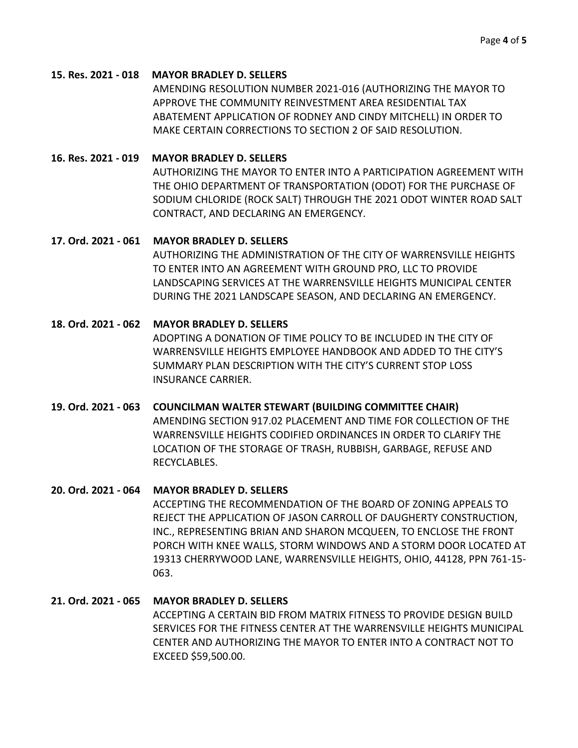**15. Res. 2021 - 018 MAYOR BRADLEY D. SELLERS**

AMENDING RESOLUTION NUMBER 2021-016 (AUTHORIZING THE MAYOR TO APPROVE THE COMMUNITY REINVESTMENT AREA RESIDENTIAL TAX ABATEMENT APPLICATION OF RODNEY AND CINDY MITCHELL) IN ORDER TO MAKE CERTAIN CORRECTIONS TO SECTION 2 OF SAID RESOLUTION.

**16. Res. 2021 - 019 MAYOR BRADLEY D. SELLERS**

AUTHORIZING THE MAYOR TO ENTER INTO A PARTICIPATION AGREEMENT WITH THE OHIO DEPARTMENT OF TRANSPORTATION (ODOT) FOR THE PURCHASE OF SODIUM CHLORIDE (ROCK SALT) THROUGH THE 2021 ODOT WINTER ROAD SALT CONTRACT, AND DECLARING AN EMERGENCY.

**17. Ord. 2021 - 061 MAYOR BRADLEY D. SELLERS**

AUTHORIZING THE ADMINISTRATION OF THE CITY OF WARRENSVILLE HEIGHTS TO ENTER INTO AN AGREEMENT WITH GROUND PRO, LLC TO PROVIDE LANDSCAPING SERVICES AT THE WARRENSVILLE HEIGHTS MUNICIPAL CENTER DURING THE 2021 LANDSCAPE SEASON, AND DECLARING AN EMERGENCY.

**18. Ord. 2021 - 062 MAYOR BRADLEY D. SELLERS**

ADOPTING A DONATION OF TIME POLICY TO BE INCLUDED IN THE CITY OF WARRENSVILLE HEIGHTS EMPLOYEE HANDBOOK AND ADDED TO THE CITY'S SUMMARY PLAN DESCRIPTION WITH THE CITY'S CURRENT STOP LOSS INSURANCE CARRIER.

**19. Ord. 2021 - 063 COUNCILMAN WALTER STEWART (BUILDING COMMITTEE CHAIR)**

AMENDING SECTION 917.02 PLACEMENT AND TIME FOR COLLECTION OF THE WARRENSVILLE HEIGHTS CODIFIED ORDINANCES IN ORDER TO CLARIFY THE LOCATION OF THE STORAGE OF TRASH, RUBBISH, GARBAGE, REFUSE AND RECYCLABLES.

**20. Ord. 2021 - 064 MAYOR BRADLEY D. SELLERS**

ACCEPTING THE RECOMMENDATION OF THE BOARD OF ZONING APPEALS TO REJECT THE APPLICATION OF JASON CARROLL OF DAUGHERTY CONSTRUCTION, INC., REPRESENTING BRIAN AND SHARON MCQUEEN, TO ENCLOSE THE FRONT PORCH WITH KNEE WALLS, STORM WINDOWS AND A STORM DOOR LOCATED AT 19313 CHERRYWOOD LANE, WARRENSVILLE HEIGHTS, OHIO, 44128, PPN 761-15-063.

**21. Ord. 2021 - 065 MAYOR BRADLEY D. SELLERS**

ACCEPTING A CERTAIN BID FROM MATRIX FITNESS TO PROVIDE DESIGN BUILD SERVICES FOR THE FITNESS CENTER AT THE WARRENSVILLE HEIGHTS MUNICIPAL CENTER AND AUTHORIZING THE MAYOR TO ENTER INTO A CONTRACT NOT TO EXCEED $59,500.00.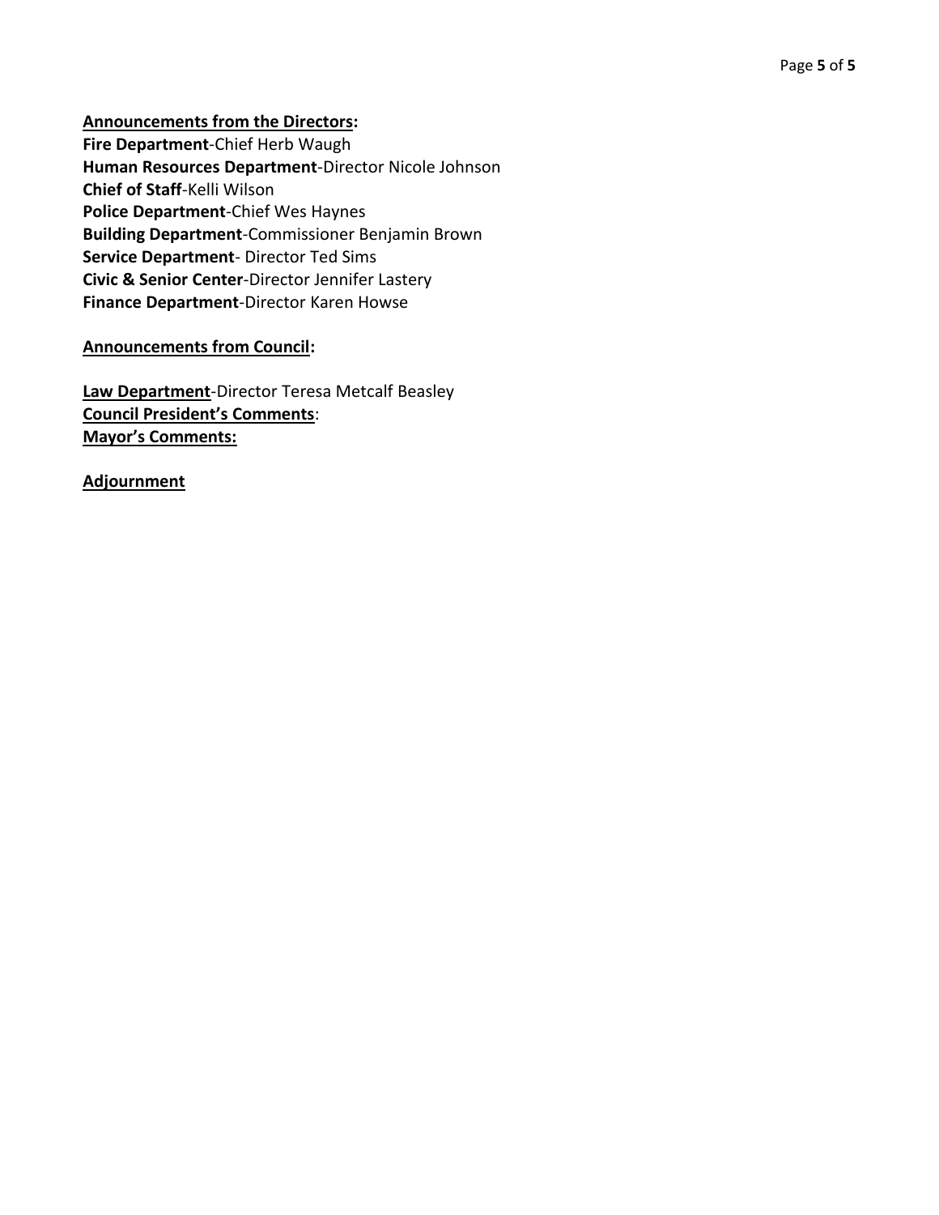**<u>Announcements from the Directors</u>:**
**Fire Department**-Chief Herb Waugh
**Human Resources Department**-Director Nicole Johnson
**Chief of Staff**-Kelli Wilson
**Police Department**-Chief Wes Haynes
**Building Department**-Commissioner Benjamin Brown
**Service Department**- Director Ted Sims
**Civic & Senior Center**-Director Jennifer Lastery
**Finance Department**-Director Karen Howse

**<u>Announcements from Council</u>:**

**<u>Law Department</u>**-Director Teresa Metcalf Beasley
**<u>Council President's Comments</u>**:
**<u>Mayor's Comments:</u>**

**<u>Adjournment</u>**